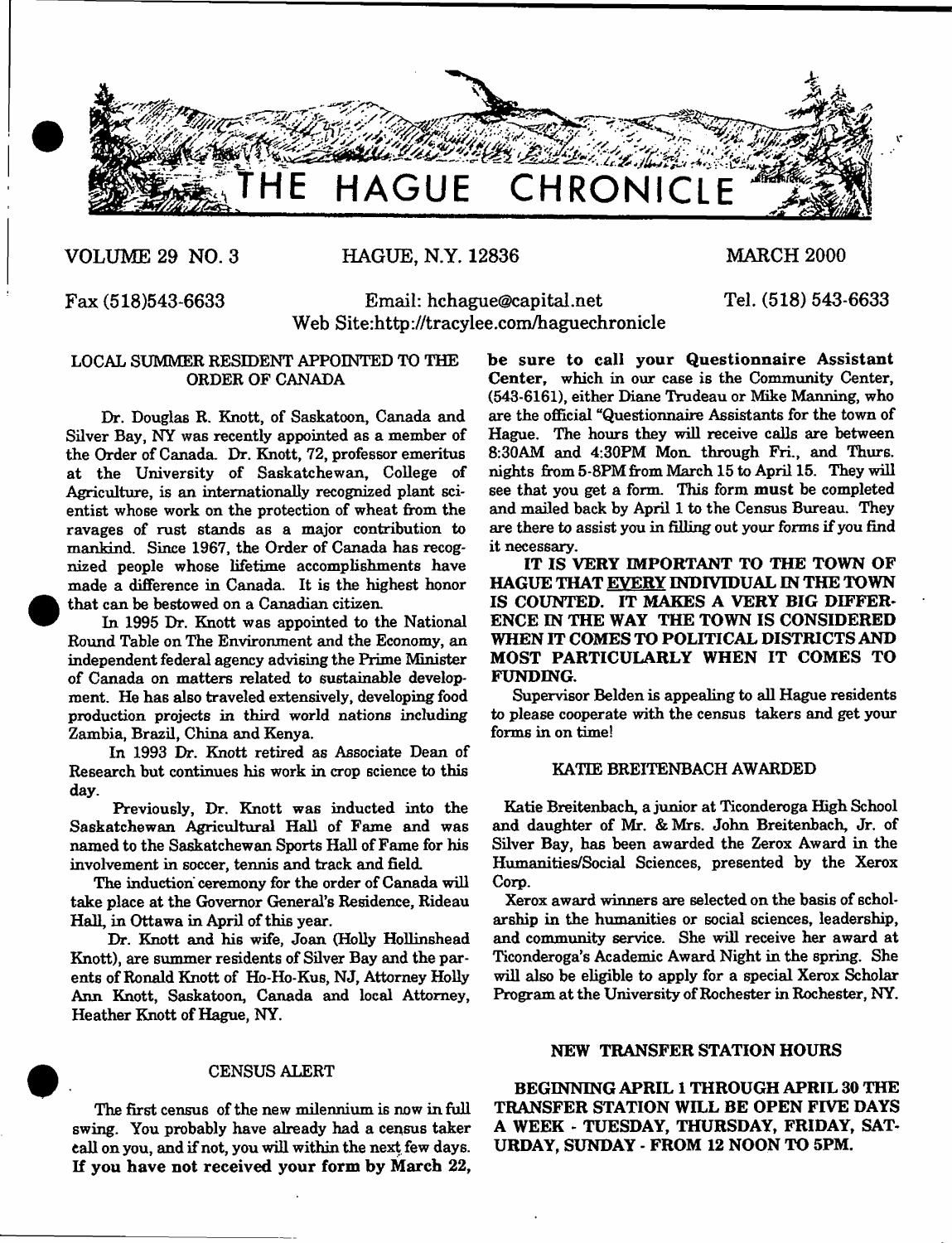# THE HAGUE CHRONICLE

VOLUME 29 NO. 3 | HAGUE, N.Y. 12836 | MARCH 2000

Fax (518)543-6633 | Email: hchague@capital.net | Tel. (518) 543-6633

Web Site:http://tracylee.com/haguechronicle

## LOCAL SUMMER RESIDENT APPOINTED TO THE ORDER OF CANADA

Dr. Douglas R. Knott, of Saskatoon, Canada and Silver Bay, NY was recently appointed as a member of the Order of Canada. Dr. Knott, 72, professor emeritus at the University of Saskatchewan, College of Agriculture, is an internationally recognized plant scientist whose work on the protection of wheat from the ravages of rust stands as a major contribution to mankind. Since 1967, the Order of Canada has recognized people whose lifetime accomplishments have made a difference in Canada. It is the highest honor that can be bestowed on a Canadian citizen.

In 1995 Dr. Knott was appointed to the National Round Table on The Environment and the Economy, an independent federal agency advising the Prime Minister of Canada on matters related to sustainable development. He has also traveled extensively, developing food production projects in third world nations including Zambia, Brazil, China and Kenya.

In 1993 Dr. Knott retired as Associate Dean of Research but continues his work in crop science to this day.

Previously, Dr. Knott was inducted into the Saskatchewan Agricultural Hall of Fame and was named to the Saskatchewan Sports Hall of Fame for his involvement in soccer, tennis and track and field.

The induction ceremony for the order of Canada will take place at the Governor General's Residence, Rideau Hall, in Ottawa in April of this year.

Dr. Knott and his wife, Joan (Holly Hollinshead Knott), are summer residents of Silver Bay and the parents of Ronald Knott of Ho-Ho-Kus, NJ, Attorney Holly Ann Knott, Saskatoon, Canada and local Attorney, Heather Knott of Hague, NY.

## CENSUS ALERT

The first census of the new milennium is now in full swing. You probably have already had a census taker call on you, and if not, you will within the next few days. **If you have not received your form by March 22, be sure to call your Questionnaire Assistant Center,** which in our case is the Community Center, (543-6161), either Diane Trudeau or Mike Manning, who are the official "Questionnaire Assistants for the town of Hague. The hours they will receive calls are between 8:30AM and 4:30PM Mon. through Fri., and Thurs. nights from 5-8PM from March 15 to April 15. They will see that you get a form. This form **must** be completed and mailed back by April 1 to the Census Bureau. They are there to assist you in filling out your forms if you find it necessary.

**IT IS VERY IMPORTANT TO THE TOWN OF HAGUE THAT EVERY INDIVIDUAL IN THE TOWN IS COUNTED. IT MAKES A VERY BIG DIFFERENCE IN THE WAY THE TOWN IS CONSIDERED WHEN IT COMES TO POLITICAL DISTRICTS AND MOST PARTICULARLY WHEN IT COMES TO FUNDING.**

Supervisor Belden is appealing to all Hague residents to please cooperate with the census takers and get your forms in on time!

## KATIE BREITENBACH AWARDED

Katie Breitenbach, a junior at Ticonderoga High School and daughter of Mr. & Mrs. John Breitenbach, Jr. of Silver Bay, has been awarded the Zerox Award in the Humanities/Social Sciences, presented by the Xerox Corp.

Xerox award winners are selected on the basis of scholarship in the humanities or social sciences, leadership, and community service. She will receive her award at Ticonderoga's Academic Award Night in the spring. She will also be eligible to apply for a special Xerox Scholar Program at the University of Rochester in Rochester, NY.

## NEW TRANSFER STATION HOURS

**BEGINNING APRIL 1 THROUGH APRIL 30 THE TRANSFER STATION WILL BE OPEN FIVE DAYS A WEEK - TUESDAY, THURSDAY, FRIDAY, SATURDAY, SUNDAY - FROM 12 NOON TO 5PM.**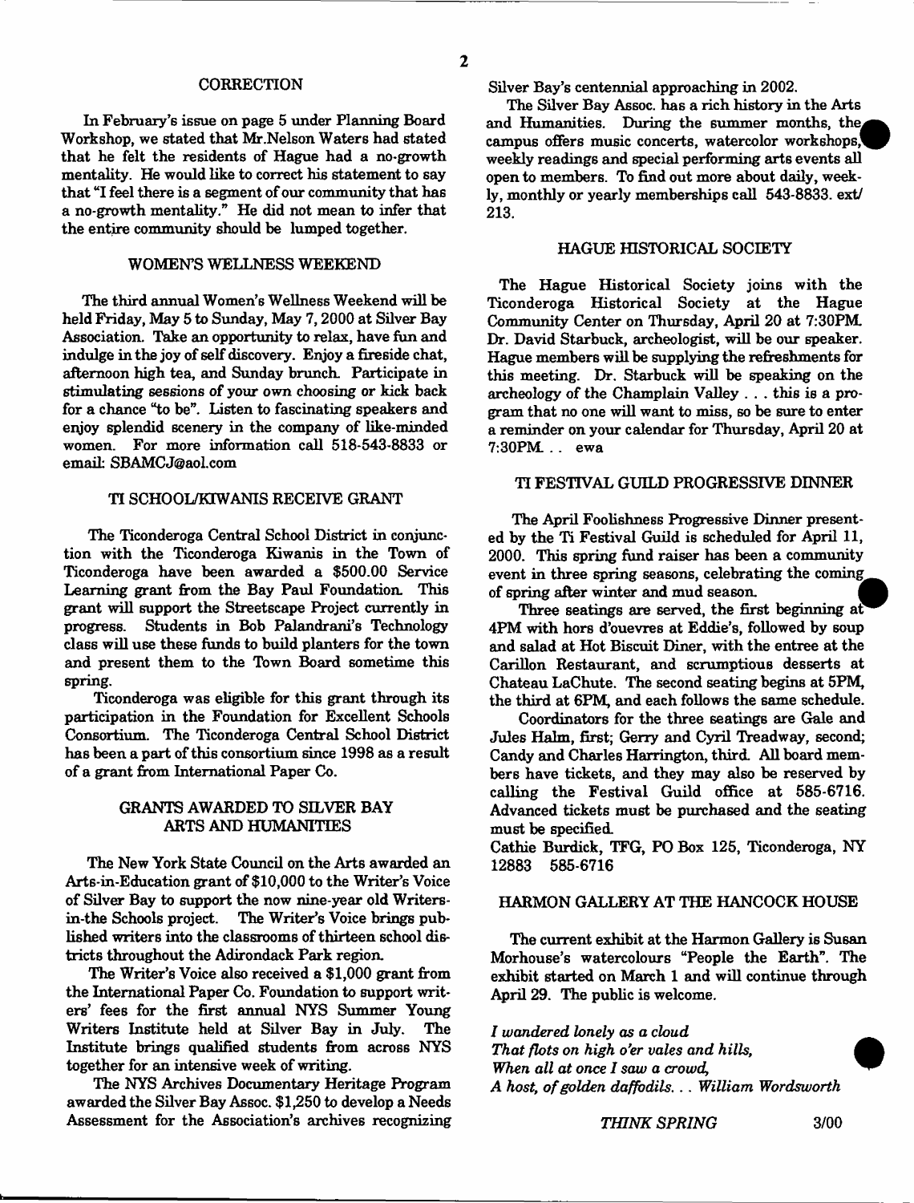## CORRECTION

In February's issue on page 5 under Planning Board Workshop, we stated that Mr.Nelson Waters had stated that he felt the residents of Hague had a no-growth mentality. He would like to correct his statement to say that "I feel there is a segment of our community that has a no-growth mentality." He did not mean to infer that the entire community should be lumped together.

## WOMEN'S WELLNESS WEEKEND

The third annual Women's Wellness Weekend will be held Friday, May 5 to Sunday, May 7, 2000 at Silver Bay Association. Take an opportunity to relax, have fun and indulge in the joy of self discovery. Enjoy a fireside chat, afternoon high tea, and Sunday brunch. Participate in stimulating sessions of your own choosing or kick back for a chance "to be". Listen to fascinating speakers and enjoy splendid scenery in the company of like-minded women. For more information call 518-543-8833 or email: SBAMCJ@aol.com

## TI SCHOOL/KIWANIS RECEIVE GRANT

The Ticonderoga Central School District in conjunction with the Ticonderoga Kiwanis in the Town of Ticonderoga have been awarded a $500.00 Service Learning grant from the Bay Paul Foundation. This grant will support the Streetscape Project currently in progress. Students in Bob Palandrani's Technology class will use these funds to build planters for the town and present them to the Town Board sometime this spring.

Ticonderoga was eligible for this grant through its participation in the Foundation for Excellent Schools Consortium. The Ticonderoga Central School District has been a part of this consortium since 1998 as a result of a grant from International Paper Co.

## GRANTS AWARDED TO SILVER BAY ARTS AND HUMANITIES

The New York State Council on the Arts awarded an Arts-in-Education grant of $10,000 to the Writer's Voice of Silver Bay to support the now nine-year old Writers-in-the Schools project. The Writer's Voice brings published writers into the classrooms of thirteen school districts throughout the Adirondack Park region.

The Writer's Voice also received a $1,000 grant from the International Paper Co. Foundation to support writers' fees for the first annual NYS Summer Young Writers Institute held at Silver Bay in July. The Institute brings qualified students from across NYS together for an intensive week of writing.

The NYS Archives Documentary Heritage Program awarded the Silver Bay Assoc. $1,250 to develop a Needs Assessment for the Association's archives recognizing Silver Bay's centennial approaching in 2002.

The Silver Bay Assoc. has a rich history in the Arts and Humanities. During the summer months, the campus offers music concerts, watercolor workshops, weekly readings and special performing arts events all open to members. To find out more about daily, weekly, monthly or yearly memberships call 543-8833. ext/ 213.

## HAGUE HISTORICAL SOCIETY

The Hague Historical Society joins with the Ticonderoga Historical Society at the Hague Community Center on Thursday, April 20 at 7:30PM. Dr. David Starbuck, archeologist, will be our speaker. Hague members will be supplying the refreshments for this meeting. Dr. Starbuck will be speaking on the archeology of the Champlain Valley . . . this is a program that no one will want to miss, so be sure to enter a reminder on your calendar for Thursday, April 20 at 7:30PM. . . ewa

## TI FESTIVAL GUILD PROGRESSIVE DINNER

The April Foolishness Progressive Dinner presented by the Ti Festival Guild is scheduled for April 11, 2000. This spring fund raiser has been a community event in three spring seasons, celebrating the coming of spring after winter and mud season.

Three seatings are served, the first beginning at 4PM with hors d'ouevres at Eddie's, followed by soup and salad at Hot Biscuit Diner, with the entree at the Carillon Restaurant, and scrumptious desserts at Chateau LaChute. The second seating begins at 5PM, the third at 6PM, and each follows the same schedule.

Coordinators for the three seatings are Gale and Jules Halm, first; Gerry and Cyril Treadway, second; Candy and Charles Harrington, third. All board members have tickets, and they may also be reserved by calling the Festival Guild office at 585-6716. Advanced tickets must be purchased and the seating must be specified.

Cathie Burdick, TFG, PO Box 125, Ticonderoga, NY 12883 585-6716

## HARMON GALLERY AT THE HANCOCK HOUSE

The current exhibit at the Harmon Gallery is Susan Morhouse's watercolours "People the Earth". The exhibit started on March 1 and will continue through April 29. The public is welcome.

*I wandered lonely as a cloud*
*That flots on high o'er vales and hills,*
*When all at once I saw a crowd,*
*A host, of golden daffodils. . . William Wordsworth*

*THINK SPRING* 3/00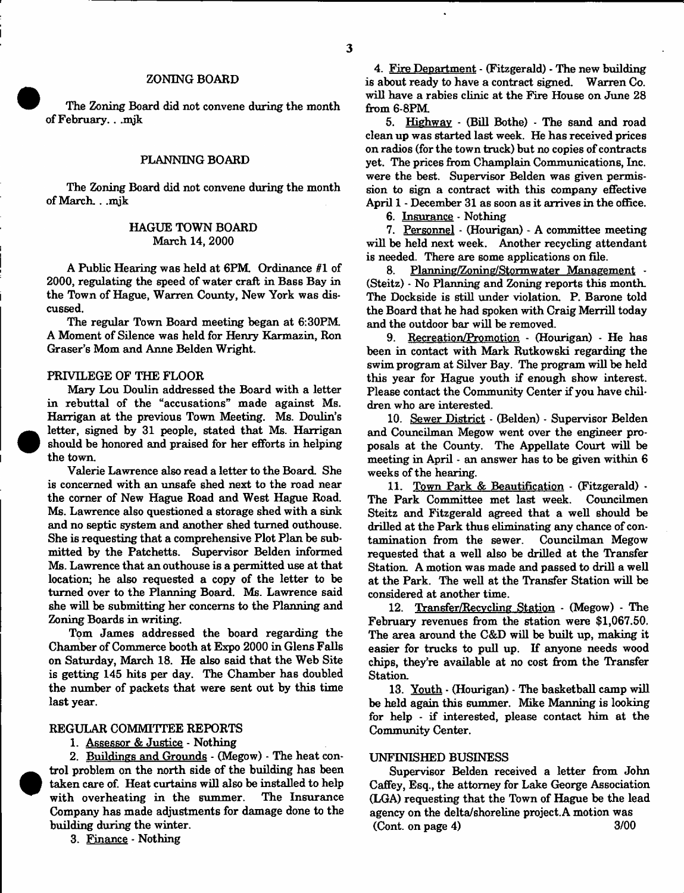## ZONING BOARD

The Zoning Board did not convene during the month of February. . .mjk

## PLANNING BOARD

The Zoning Board did not convene during the month of March. . .mjk

## HAGUE TOWN BOARD
### March 14, 2000

A Public Hearing was held at 6PM. Ordinance #1 of 2000, regulating the speed of water craft in Bass Bay in the Town of Hague, Warren County, New York was discussed.

The regular Town Board meeting began at 6:30PM. A Moment of Silence was held for Henry Karmazin, Ron Graser's Mom and Anne Belden Wright.

### PRIVILEGE OF THE FLOOR

Mary Lou Doulin addressed the Board with a letter in rebuttal of the "accusations" made against Ms. Harrigan at the previous Town Meeting. Ms. Doulin's letter, signed by 31 people, stated that Ms. Harrigan should be honored and praised for her efforts in helping the town.

Valerie Lawrence also read a letter to the Board. She is concerned with an unsafe shed next to the road near the corner of New Hague Road and West Hague Road. Ms. Lawrence also questioned a storage shed with a sink and no septic system and another shed turned outhouse. She is requesting that a comprehensive Plot Plan be submitted by the Patchetts. Supervisor Belden informed Ms. Lawrence that an outhouse is a permitted use at that location; he also requested a copy of the letter to be turned over to the Planning Board. Ms. Lawrence said she will be submitting her concerns to the Planning and Zoning Boards in writing.

Tom James addressed the board regarding the Chamber of Commerce booth at Expo 2000 in Glens Falls on Saturday, March 18. He also said that the Web Site is getting 145 hits per day. The Chamber has doubled the number of packets that were sent out by this time last year.

### REGULAR COMMITTEE REPORTS

1. Assessor & Justice - Nothing

2. Buildings and Grounds - (Megow) - The heat control problem on the north side of the building has been taken care of. Heat curtains will also be installed to help with overheating in the summer. The Insurance Company has made adjustments for damage done to the building during the winter.

3. Finance - Nothing

4. Fire Department - (Fitzgerald) - The new building is about ready to have a contract signed. Warren Co. will have a rabies clinic at the Fire House on June 28 from 6-8PM.

5. Highway - (Bill Bothe) - The sand and road clean up was started last week. He has received prices on radios (for the town truck) but no copies of contracts yet. The prices from Champlain Communications, Inc. were the best. Supervisor Belden was given permission to sign a contract with this company effective April 1 - December 31 as soon as it arrives in the office.

6. Insurance - Nothing

7. Personnel - (Hourigan) - A committee meeting will be held next week. Another recycling attendant is needed. There are some applications on file.

8. Planning/Zoning/Stormwater Management - (Steitz) - No Planning and Zoning reports this month. The Dockside is still under violation. P. Barone told the Board that he had spoken with Craig Merrill today and the outdoor bar will be removed.

9. Recreation/Promotion - (Hourigan) - He has been in contact with Mark Rutkowski regarding the swim program at Silver Bay. The program will be held this year for Hague youth if enough show interest. Please contact the Community Center if you have children who are interested.

10. Sewer District - (Belden) - Supervisor Belden and Councilman Megow went over the engineer proposals at the County. The Appellate Court will be meeting in April - an answer has to be given within 6 weeks of the hearing.

11. Town Park & Beautification - (Fitzgerald) - The Park Committee met last week. Councilmen Steitz and Fitzgerald agreed that a well should be drilled at the Park thus eliminating any chance of contamination from the sewer. Councilman Megow requested that a well also be drilled at the Transfer Station. A motion was made and passed to drill a well at the Park. The well at the Transfer Station will be considered at another time.

12. Transfer/Recycling Station - (Megow) - The February revenues from the station were $1,067.50. The area around the C&D will be built up, making it easier for trucks to pull up. If anyone needs wood chips, they're available at no cost from the Transfer Station.

13. Youth - (Hourigan) - The basketball camp will be held again this summer. Mike Manning is looking for help - if interested, please contact him at the Community Center.

### UNFINISHED BUSINESS

Supervisor Belden received a letter from John Caffey, Esq., the attorney for Lake George Association (LGA) requesting that the Town of Hague be the lead agency on the delta/shoreline project. A motion was (Cont. on page 4)

3/00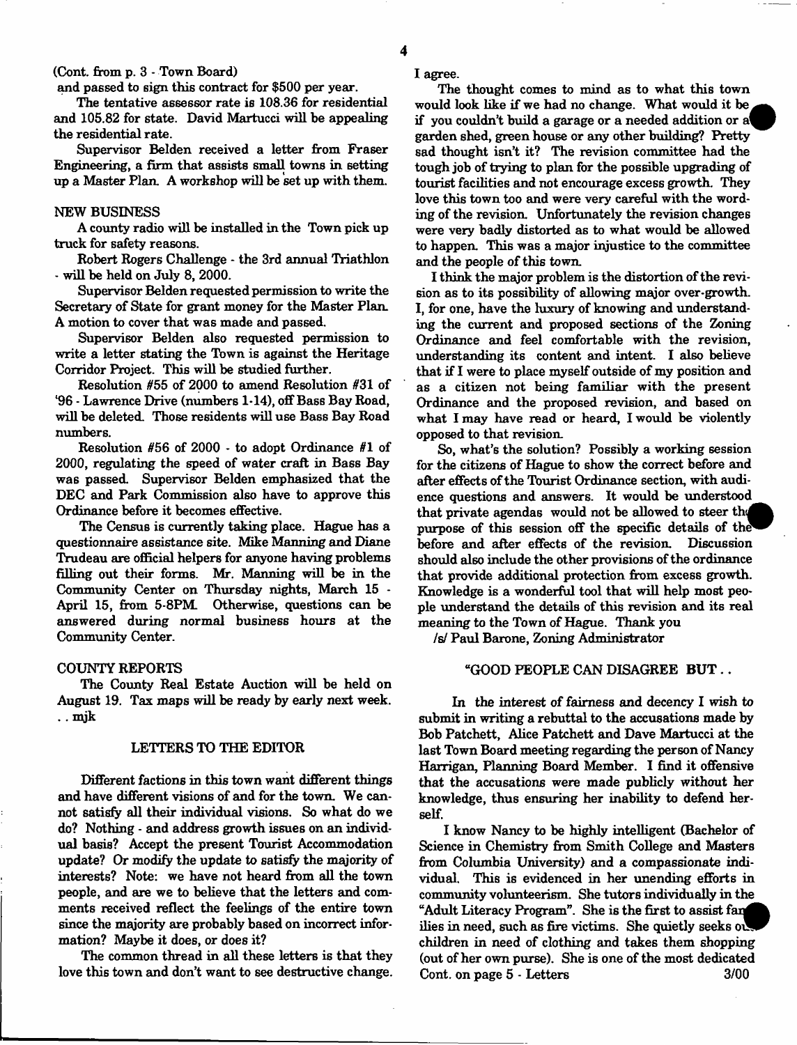(Cont. from p. 3 - Town Board)

and passed to sign this contract for $500 per year.

The tentative assessor rate is 108.36 for residential and 105.82 for state. David Martucci will be appealing the residential rate.

Supervisor Belden received a letter from Fraser Engineering, a firm that assists small towns in setting up a Master Plan. A workshop will be set up with them.

## NEW BUSINESS

A county radio will be installed in the Town pick up truck for safety reasons.

Robert Rogers Challenge - the 3rd annual Triathlon - will be held on July 8, 2000.

Supervisor Belden requested permission to write the Secretary of State for grant money for the Master Plan. A motion to cover that was made and passed.

Supervisor Belden also requested permission to write a letter stating the Town is against the Heritage Corridor Project. This will be studied further.

Resolution #55 of 2000 to amend Resolution #31 of '96 - Lawrence Drive (numbers 1-14), off Bass Bay Road, will be deleted. Those residents will use Bass Bay Road numbers.

Resolution #56 of 2000 - to adopt Ordinance #1 of 2000, regulating the speed of water craft in Bass Bay was passed. Supervisor Belden emphasized that the DEC and Park Commission also have to approve this Ordinance before it becomes effective.

The Census is currently taking place. Hague has a questionnaire assistance site. Mike Manning and Diane Trudeau are official helpers for anyone having problems filling out their forms. Mr. Manning will be in the Community Center on Thursday nights, March 15 - April 15, from 5-8PM. Otherwise, questions can be answered during normal business hours at the Community Center.

## COUNTY REPORTS

The County Real Estate Auction will be held on August 19. Tax maps will be ready by early next week. . . mjk

## LETTERS TO THE EDITOR

Different factions in this town want different things and have different visions of and for the town. We cannot satisfy all their individual visions. So what do we do? Nothing - and address growth issues on an individual basis? Accept the present Tourist Accommodation update? Or modify the update to satisfy the majority of interests? Note: we have not heard from all the town people, and are we to believe that the letters and comments received reflect the feelings of the entire town since the majority are probably based on incorrect information? Maybe it does, or does it?

The common thread in all these letters is that they love this town and don't want to see destructive change. I agree.

The thought comes to mind as to what this town would look like if we had no change. What would it be if you couldn't build a garage or a needed addition or a garden shed, green house or any other building? Pretty sad thought isn't it? The revision committee had the tough job of trying to plan for the possible upgrading of tourist facilities and not encourage excess growth. They love this town too and were very careful with the wording of the revision. Unfortunately the revision changes were very badly distorted as to what would be allowed to happen. This was a major injustice to the committee and the people of this town.

I think the major problem is the distortion of the revision as to its possibility of allowing major over-growth. I, for one, have the luxury of knowing and understanding the current and proposed sections of the Zoning Ordinance and feel comfortable with the revision, understanding its content and intent. I also believe that if I were to place myself outside of my position and as a citizen not being familiar with the present Ordinance and the proposed revision, and based on what I may have read or heard, I would be violently opposed to that revision.

So, what's the solution? Possibly a working session for the citizens of Hague to show the correct before and after effects of the Tourist Ordinance section, with audience questions and answers. It would be understood that private agendas would not be allowed to steer the purpose of this session off the specific details of the before and after effects of the revision. Discussion should also include the other provisions of the ordinance that provide additional protection from excess growth. Knowledge is a wonderful tool that will help most people understand the details of this revision and its real meaning to the Town of Hague. Thank you

/s/ Paul Barone, Zoning Administrator

### "GOOD PEOPLE CAN DISAGREE BUT . .

In the interest of fairness and decency I wish to submit in writing a rebuttal to the accusations made by Bob Patchett, Alice Patchett and Dave Martucci at the last Town Board meeting regarding the person of Nancy Harrigan, Planning Board Member. I find it offensive that the accusations were made publicly without her knowledge, thus ensuring her inability to defend herself.

I know Nancy to be highly intelligent (Bachelor of Science in Chemistry from Smith College and Masters from Columbia University) and a compassionate individual. This is evidenced in her unending efforts in community volunteerism. She tutors individually in the "Adult Literacy Program". She is the first to assist families in need, such as fire victims. She quietly seeks out children in need of clothing and takes them shopping (out of her own purse). She is one of the most dedicated

Cont. on page 5 - Letters 3/00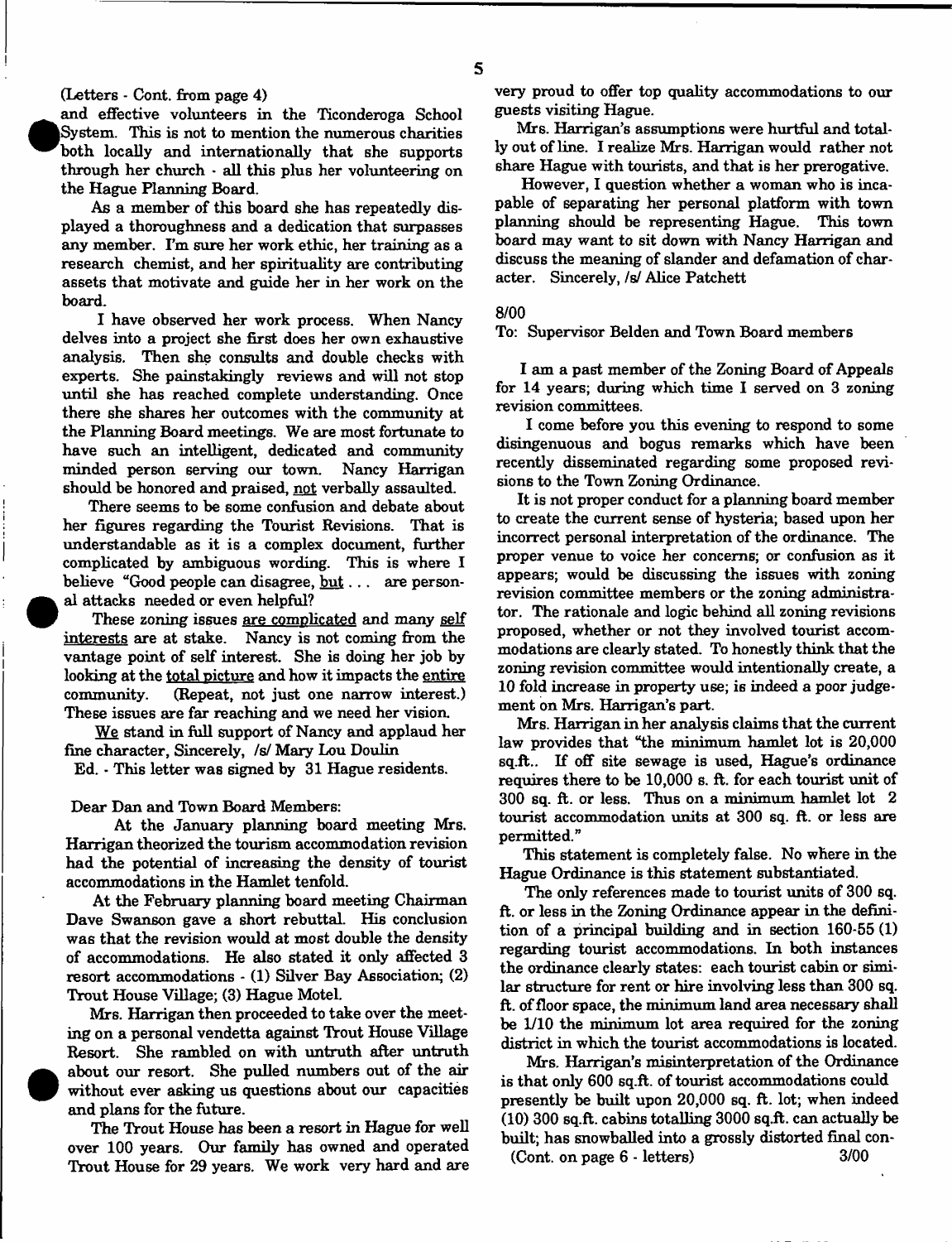(Letters - Cont. from page 4)

and effective volunteers in the Ticonderoga School System. This is not to mention the numerous charities both locally and internationally that she supports through her church - all this plus her volunteering on the Hague Planning Board.

As a member of this board she has repeatedly displayed a thoroughness and a dedication that surpasses any member. I'm sure her work ethic, her training as a research chemist, and her spirituality are contributing assets that motivate and guide her in her work on the board.

I have observed her work process. When Nancy delves into a project she first does her own exhaustive analysis. Then she consults and double checks with experts. She painstakingly reviews and will not stop until she has reached complete understanding. Once there she shares her outcomes with the community at the Planning Board meetings. We are most fortunate to have such an intelligent, dedicated and community minded person serving our town. Nancy Harrigan should be honored and praised, not verbally assaulted.

There seems to be some confusion and debate about her figures regarding the Tourist Revisions. That is understandable as it is a complex document, further complicated by ambiguous wording. This is where I believe "Good people can disagree, but . . . are personal attacks needed or even helpful?

These zoning issues are complicated and many self interests are at stake. Nancy is not coming from the vantage point of self interest. She is doing her job by looking at the total picture and how it impacts the entire community. (Repeat, not just one narrow interest.) These issues are far reaching and we need her vision.

We stand in full support of Nancy and applaud her fine character, Sincerely, /s/ Mary Lou Doulin

Ed. - This letter was signed by 31 Hague residents.

Dear Dan and Town Board Members:

At the January planning board meeting Mrs. Harrigan theorized the tourism accommodation revision had the potential of increasing the density of tourist accommodations in the Hamlet tenfold.

At the February planning board meeting Chairman Dave Swanson gave a short rebuttal. His conclusion was that the revision would at most double the density of accommodations. He also stated it only affected 3 resort accommodations - (1) Silver Bay Association; (2) Trout House Village; (3) Hague Motel.

Mrs. Harrigan then proceeded to take over the meeting on a personal vendetta against Trout House Village Resort. She rambled on with untruth after untruth about our resort. She pulled numbers out of the air without ever asking us questions about our capacities and plans for the future.

The Trout House has been a resort in Hague for well over 100 years. Our family has owned and operated Trout House for 29 years. We work very hard and are very proud to offer top quality accommodations to our guests visiting Hague.

Mrs. Harrigan's assumptions were hurtful and totally out of line. I realize Mrs. Harrigan would rather not share Hague with tourists, and that is her prerogative.

However, I question whether a woman who is incapable of separating her personal platform with town planning should be representing Hague. This town board may want to sit down with Nancy Harrigan and discuss the meaning of slander and defamation of character. Sincerely, /s/ Alice Patchett

8/00

To: Supervisor Belden and Town Board members

I am a past member of the Zoning Board of Appeals for 14 years; during which time I served on 3 zoning revision committees.

I come before you this evening to respond to some disingenuous and bogus remarks which have been recently disseminated regarding some proposed revisions to the Town Zoning Ordinance.

It is not proper conduct for a planning board member to create the current sense of hysteria; based upon her incorrect personal interpretation of the ordinance. The proper venue to voice her concerns; or confusion as it appears; would be discussing the issues with zoning revision committee members or the zoning administrator. The rationale and logic behind all zoning revisions proposed, whether or not they involved tourist accommodations are clearly stated. To honestly think that the zoning revision committee would intentionally create, a 10 fold increase in property use; is indeed a poor judgement on Mrs. Harrigan's part.

Mrs. Harrigan in her analysis claims that the current law provides that "the minimum hamlet lot is 20,000 sq.ft.. If off site sewage is used, Hague's ordinance requires there to be 10,000 s. ft. for each tourist unit of 300 sq. ft. or less. Thus on a minimum hamlet lot 2 tourist accommodation units at 300 sq. ft. or less are permitted."

This statement is completely false. No where in the Hague Ordinance is this statement substantiated.

The only references made to tourist units of 300 sq. ft. or less in the Zoning Ordinance appear in the definition of a principal building and in section 160-55 (1) regarding tourist accommodations. In both instances the ordinance clearly states: each tourist cabin or similar structure for rent or hire involving less than 300 sq. ft. of floor space, the minimum land area necessary shall be 1/10 the minimum lot area required for the zoning district in which the tourist accommodations is located.

Mrs. Harrigan's misinterpretation of the Ordinance is that only 600 sq.ft. of tourist accommodations could presently be built upon 20,000 sq. ft. lot; when indeed (10) 300 sq.ft. cabins totalling 3000 sq.ft. can actually be built; has snowballed into a grossly distorted final con-

(Cont. on page 6 - letters) 3/00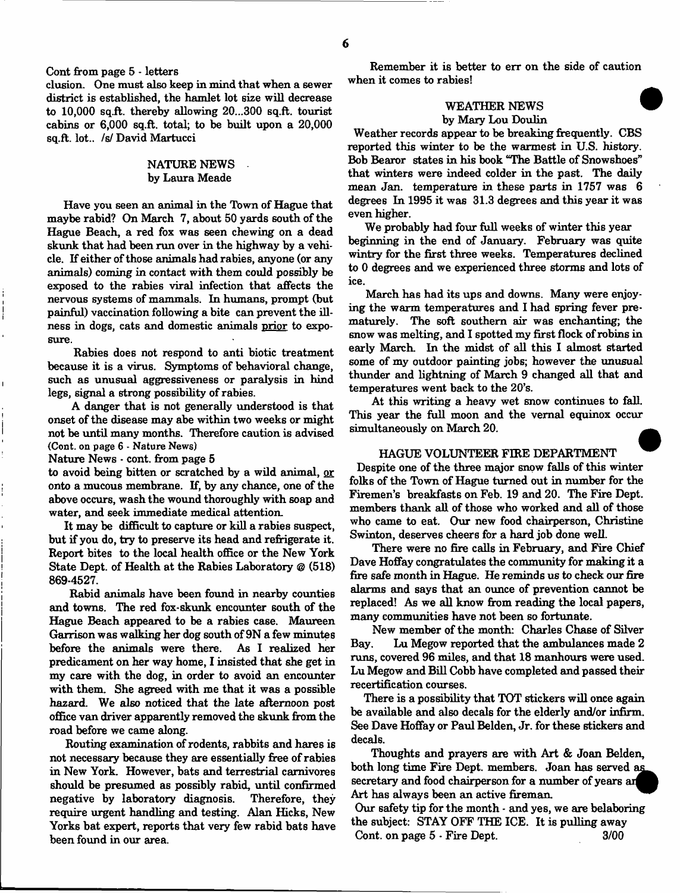Cont from page 5 - letters

clusion. One must also keep in mind that when a sewer district is established, the hamlet lot size will decrease to 10,000 sq.ft. thereby allowing 20...300 sq.ft. tourist cabins or 6,000 sq.ft. total; to be built upon a 20,000 sq.ft. lot.. /s/ David Martucci

## NATURE NEWS
by Laura Meade

Have you seen an animal in the Town of Hague that maybe rabid? On March 7, about 50 yards south of the Hague Beach, a red fox was seen chewing on a dead skunk that had been run over in the highway by a vehicle. If either of those animals had rabies, anyone (or any animals) coming in contact with them could possibly be exposed to the rabies viral infection that affects the nervous systems of mammals. In humans, prompt (but painful) vaccination following a bite can prevent the illness in dogs, cats and domestic animals prior to exposure.

Rabies does not respond to anti biotic treatment because it is a virus. Symptoms of behavioral change, such as unusual aggressiveness or paralysis in hind legs, signal a strong possibility of rabies.

A danger that is not generally understood is that onset of the disease may abe within two weeks or might not be until many months. Therefore caution is advised (Cont. on page 6 - Nature News)

Nature News - cont. from page 5

to avoid being bitten or scratched by a wild animal, or onto a mucous membrane. If, by any chance, one of the above occurs, wash the wound thoroughly with soap and water, and seek immediate medical attention.

It may be difficult to capture or kill a rabies suspect, but if you do, try to preserve its head and refrigerate it. Report bites to the local health office or the New York State Dept. of Health at the Rabies Laboratory @ (518) 869-4527.

Rabid animals have been found in nearby counties and towns. The red fox-skunk encounter south of the Hague Beach appeared to be a rabies case. Maureen Garrison was walking her dog south of 9N a few minutes before the animals were there. As I realized her predicament on her way home, I insisted that she get in my care with the dog, in order to avoid an encounter with them. She agreed with me that it was a possible hazard. We also noticed that the late afternoon post office van driver apparently removed the skunk from the road before we came along.

Routing examination of rodents, rabbits and hares is not necessary because they are essentially free of rabies in New York. However, bats and terrestrial carnivores should be presumed as possibly rabid, until confirmed negative by laboratory diagnosis. Therefore, they require urgent handling and testing. Alan Hicks, New Yorks bat expert, reports that very few rabid bats have been found in our area.

Remember it is better to err on the side of caution when it comes to rabies!

## WEATHER NEWS
by Mary Lou Doulin

Weather records appear to be breaking frequently. CBS reported this winter to be the warmest in U.S. history. Bob Bearor states in his book "The Battle of Snowshoes" that winters were indeed colder in the past. The daily mean Jan. temperature in these parts in 1757 was 6 degrees In 1995 it was 31.3 degrees and this year it was even higher.

We probably had four full weeks of winter this year beginning in the end of January. February was quite wintry for the first three weeks. Temperatures declined to 0 degrees and we experienced three storms and lots of ice.

March has had its ups and downs. Many were enjoying the warm temperatures and I had spring fever prematurely. The soft southern air was enchanting; the snow was melting, and I spotted my first flock of robins in early March. In the midst of all this I almost started some of my outdoor painting jobs; however the unusual thunder and lightning of March 9 changed all that and temperatures went back to the 20's.

At this writing a heavy wet snow continues to fall. This year the full moon and the vernal equinox occur simultaneously on March 20.

## HAGUE VOLUNTEER FIRE DEPARTMENT

Despite one of the three major snow falls of this winter folks of the Town of Hague turned out in number for the Firemen's breakfasts on Feb. 19 and 20. The Fire Dept. members thank all of those who worked and all of those who came to eat. Our new food chairperson, Christine Swinton, deserves cheers for a hard job done well.

There were no fire calls in February, and Fire Chief Dave Hoffay congratulates the community for making it a fire safe month in Hague. He reminds us to check our fire alarms and says that an ounce of prevention cannot be replaced! As we all know from reading the local papers, many communities have not been so fortunate.

New member of the month: Charles Chase of Silver Bay. Lu Megow reported that the ambulances made 2 runs, covered 96 miles, and that 18 manhours were used. Lu Megow and Bill Cobb have completed and passed their recertification courses.

There is a possibility that TOT stickers will once again be available and also decals for the elderly and/or infirm. See Dave Hoffay or Paul Belden, Jr. for these stickers and decals.

Thoughts and prayers are with Art & Joan Belden, both long time Fire Dept. members. Joan has served as secretary and food chairperson for a number of years and Art has always been an active fireman.

Our safety tip for the month - and yes, we are belaboring the subject: STAY OFF THE ICE. It is pulling away

Cont. on page 5 - Fire Dept.

3/00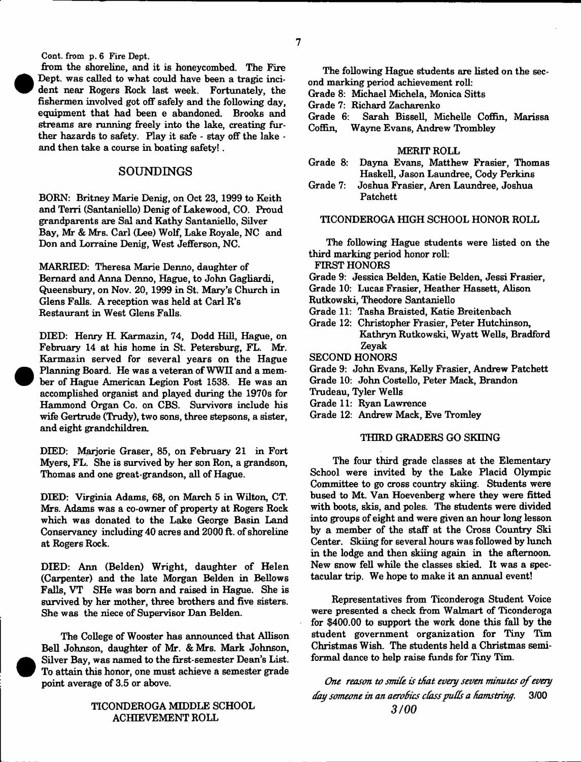Cont. from p. 6 Fire Dept.

from the shoreline, and it is honeycombed. The Fire Dept. was called to what could have been a tragic incident near Rogers Rock last week. Fortunately, the fishermen involved got off safely and the following day, equipment that had been e abandoned. Brooks and streams are running freely into the lake, creating further hazards to safety. Play it safe - stay off the lake - and then take a course in boating safety!.

## SOUNDINGS

BORN: Britney Marie Denig, on Oct 23, 1999 to Keith and Terri (Santaniello) Denig of Lakewood, CO. Proud grandparents are Sal and Kathy Santaniello, Silver Bay, Mr & Mrs. Carl (Lee) Wolf, Lake Royale, NC and Don and Lorraine Denig, West Jefferson, NC.

MARRIED: Theresa Marie Denno, daughter of Bernard and Anna Denno, Hague, to John Gagliardi, Queensbury, on Nov. 20, 1999 in St. Mary's Church in Glens Falls. A reception was held at Carl R's Restaurant in West Glens Falls.

DIED: Henry H. Karmazin, 74, Dodd Hill, Hague, on February 14 at his home in St. Petersburg, FL. Mr. Karmazin served for several years on the Hague Planning Board. He was a veteran of WWII and a member of Hague American Legion Post 1538. He was an accomplished organist and played during the 1970s for Hammond Organ Co. on CBS. Survivors include his wife Gertrude (Trudy), two sons, three stepsons, a sister, and eight grandchildren.

DIED: Marjorie Graser, 85, on February 21 in Fort Myers, FL. She is survived by her son Ron, a grandson, Thomas and one great-grandson, all of Hague.

DIED: Virginia Adams, 68, on March 5 in Wilton, CT. Mrs. Adams was a co-owner of property at Rogers Rock which was donated to the Lake George Basin Land Conservancy including 40 acres and 2000 ft. of shoreline at Rogers Rock.

DIED: Ann (Belden) Wright, daughter of Helen (Carpenter) and the late Morgan Belden in Bellows Falls, VT SHe was born and raised in Hague. She is survived by her mother, three brothers and five sisters. She was the niece of Supervisor Dan Belden.

The College of Wooster has announced that Allison Bell Johnson, daughter of Mr. & Mrs. Mark Johnson, Silver Bay, was named to the first-semester Dean's List. To attain this honor, one must achieve a semester grade point average of 3.5 or above.

### TICONDEROGA MIDDLE SCHOOL ACHIEVEMENT ROLL

The following Hague students are listed on the second marking period achievement roll:

Grade 8: Michael Michela, Monica Sitts
Grade 7: Richard Zacharenko
Grade 6: Sarah Bissell, Michelle Coffin, Marissa Coffin, Wayne Evans, Andrew Trombley

### MERIT ROLL

Grade 8: Dayna Evans, Matthew Frasier, Thomas Haskell, Jason Laundree, Cody Perkins
Grade 7: Joshua Frasier, Aren Laundree, Joshua Patchett

### TICONDEROGA HIGH SCHOOL HONOR ROLL

The following Hague students were listed on the third marking period honor roll:

FIRST HONORS

Grade 9: Jessica Belden, Katie Belden, Jessi Frasier,
Grade 10: Lucas Frasier, Heather Hassett, Alison Rutkowski, Theodore Santaniello
Grade 11: Tasha Braisted, Katie Breitenbach
Grade 12: Christopher Frasier, Peter Hutchinson, Kathryn Rutkowski, Wyatt Wells, Bradford Zeyak

SECOND HONORS

Grade 9: John Evans, Kelly Frasier, Andrew Patchett
Grade 10: John Costello, Peter Mack, Brandon Trudeau, Tyler Wells
Grade 11: Ryan Lawrence
Grade 12: Andrew Mack, Eve Tromley

### THIRD GRADERS GO SKIING

The four third grade classes at the Elementary School were invited by the Lake Placid Olympic Committee to go cross country skiing. Students were bused to Mt. Van Hoevenberg where they were fitted with boots, skis, and poles. The students were divided into groups of eight and were given an hour long lesson by a member of the staff at the Cross Country Ski Center. Skiing for several hours was followed by lunch in the lodge and then skiing again in the afternoon. New snow fell while the classes skied. It was a spectacular trip. We hope to make it an annual event!

Representatives from Ticonderoga Student Voice were presented a check from Walmart of Ticonderoga for $400.00 to support the work done this fall by the student government organization for Tiny Tim Christmas Wish. The students held a Christmas semi-formal dance to help raise funds for Tiny Tim.

*One reason to smile is that every seven minutes of every day someone in an aerobics class pulls a hamstring.* 3/00

*3/00*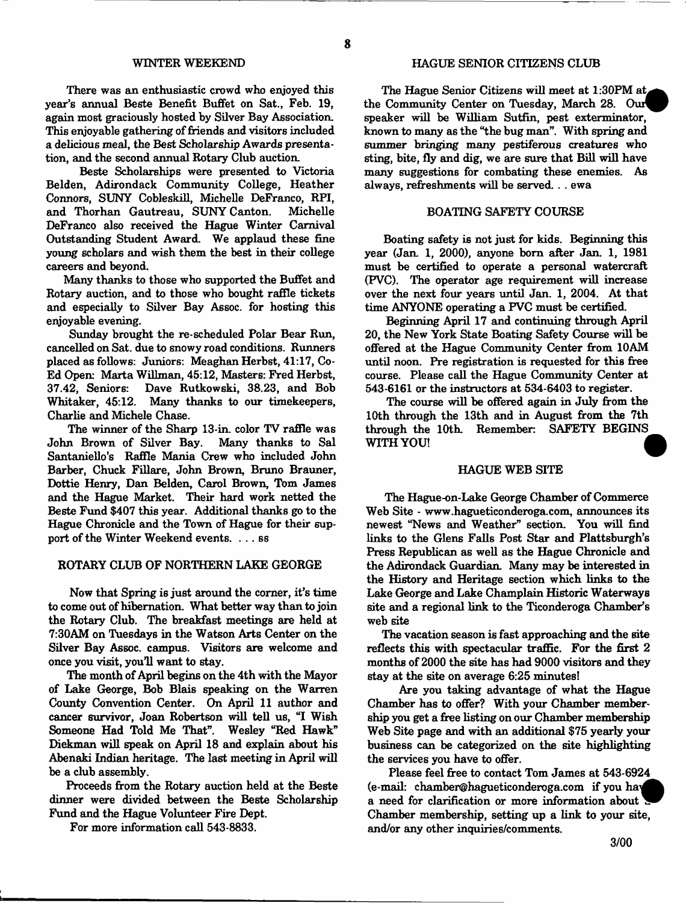## WINTER WEEKEND

There was an enthusiastic crowd who enjoyed this year's annual Beste Benefit Buffet on Sat., Feb. 19, again most graciously hosted by Silver Bay Association. This enjoyable gathering of friends and visitors included a delicious meal, the Best Scholarship Awards presentation, and the second annual Rotary Club auction.

Beste Scholarships were presented to Victoria Belden, Adirondack Community College, Heather Connors, SUNY Cobleskill, Michelle DeFranco, RPI, and Thorhan Gautreau, SUNY Canton. Michelle DeFranco also received the Hague Winter Carnival Outstanding Student Award. We applaud these fine young scholars and wish them the best in their college careers and beyond.

Many thanks to those who supported the Buffet and Rotary auction, and to those who bought raffle tickets and especially to Silver Bay Assoc. for hosting this enjoyable evening.

Sunday brought the re-scheduled Polar Bear Run, cancelled on Sat. due to snowy road conditions. Runners placed as follows: Juniors: Meaghan Herbst, 41:17, Co-Ed Open: Marta Willman, 45:12, Masters: Fred Herbst, 37.42, Seniors: Dave Rutkowski, 38.23, and Bob Whitaker, 45:12. Many thanks to our timekeepers, Charlie and Michele Chase.

The winner of the Sharp 13-in. color TV raffle was John Brown of Silver Bay. Many thanks to Sal Santaniello's Raffle Mania Crew who included John Barber, Chuck Fillare, John Brown, Bruno Brauner, Dottie Henry, Dan Belden, Carol Brown, Tom James and the Hague Market. Their hard work netted the Beste Fund $407 this year. Additional thanks go to the Hague Chronicle and the Town of Hague for their support of the Winter Weekend events. . . . ss

## ROTARY CLUB OF NORTHERN LAKE GEORGE

Now that Spring is just around the corner, it's time to come out of hibernation. What better way than to join the Rotary Club. The breakfast meetings are held at 7:30AM on Tuesdays in the Watson Arts Center on the Silver Bay Assoc. campus. Visitors are welcome and once you visit, you'll want to stay.

The month of April begins on the 4th with the Mayor of Lake George, Bob Blais speaking on the Warren County Convention Center. On April 11 author and cancer survivor, Joan Robertson will tell us, "I Wish Someone Had Told Me That". Wesley "Red Hawk" Diekman will speak on April 18 and explain about his Abenaki Indian heritage. The last meeting in April will be a club assembly.

Proceeds from the Rotary auction held at the Beste dinner were divided between the Beste Scholarship Fund and the Hague Volunteer Fire Dept.

For more information call 543-8833.

## HAGUE SENIOR CITIZENS CLUB

The Hague Senior Citizens will meet at 1:30PM at the Community Center on Tuesday, March 28. Our speaker will be William Sutfin, pest exterminator, known to many as the "the bug man". With spring and summer bringing many pestiferous creatures who sting, bite, fly and dig, we are sure that Bill will have many suggestions for combating these enemies. As always, refreshments will be served. . . ewa

## BOATING SAFETY COURSE

Boating safety is not just for kids. Beginning this year (Jan. 1, 2000), anyone born after Jan. 1, 1981 must be certified to operate a personal watercraft (PVC). The operator age requirement will increase over the next four years until Jan. 1, 2004. At that time ANYONE operating a PVC must be certified.

Beginning April 17 and continuing through April 20, the New York State Boating Safety Course will be offered at the Hague Community Center from 10AM until noon. Pre registration is requested for this free course. Please call the Hague Community Center at 543-6161 or the instructors at 534-6403 to register.

The course will be offered again in July from the 10th through the 13th and in August from the 7th through the 10th. Remember: SAFETY BEGINS WITH YOU!

## HAGUE WEB SITE

The Hague-on-Lake George Chamber of Commerce Web Site - www.hagueticonderoga.com, announces its newest "News and Weather" section. You will find links to the Glens Falls Post Star and Plattsburgh's Press Republican as well as the Hague Chronicle and the Adirondack Guardian. Many may be interested in the History and Heritage section which links to the Lake George and Lake Champlain Historic Waterways site and a regional link to the Ticonderoga Chamber's web site

The vacation season is fast approaching and the site reflects this with spectacular traffic. For the first 2 months of 2000 the site has had 9000 visitors and they stay at the site on average 6:25 minutes!

Are you taking advantage of what the Hague Chamber has to offer? With your Chamber membership you get a free listing on our Chamber membership Web Site page and with an additional $75 yearly your business can be categorized on the site highlighting the services you have to offer.

Please feel free to contact Tom James at 543-6924 (e-mail: chamber@hagueticonderoga.com if you have a need for clarification or more information about Chamber membership, setting up a link to your site, and/or any other inquiries/comments.

3/00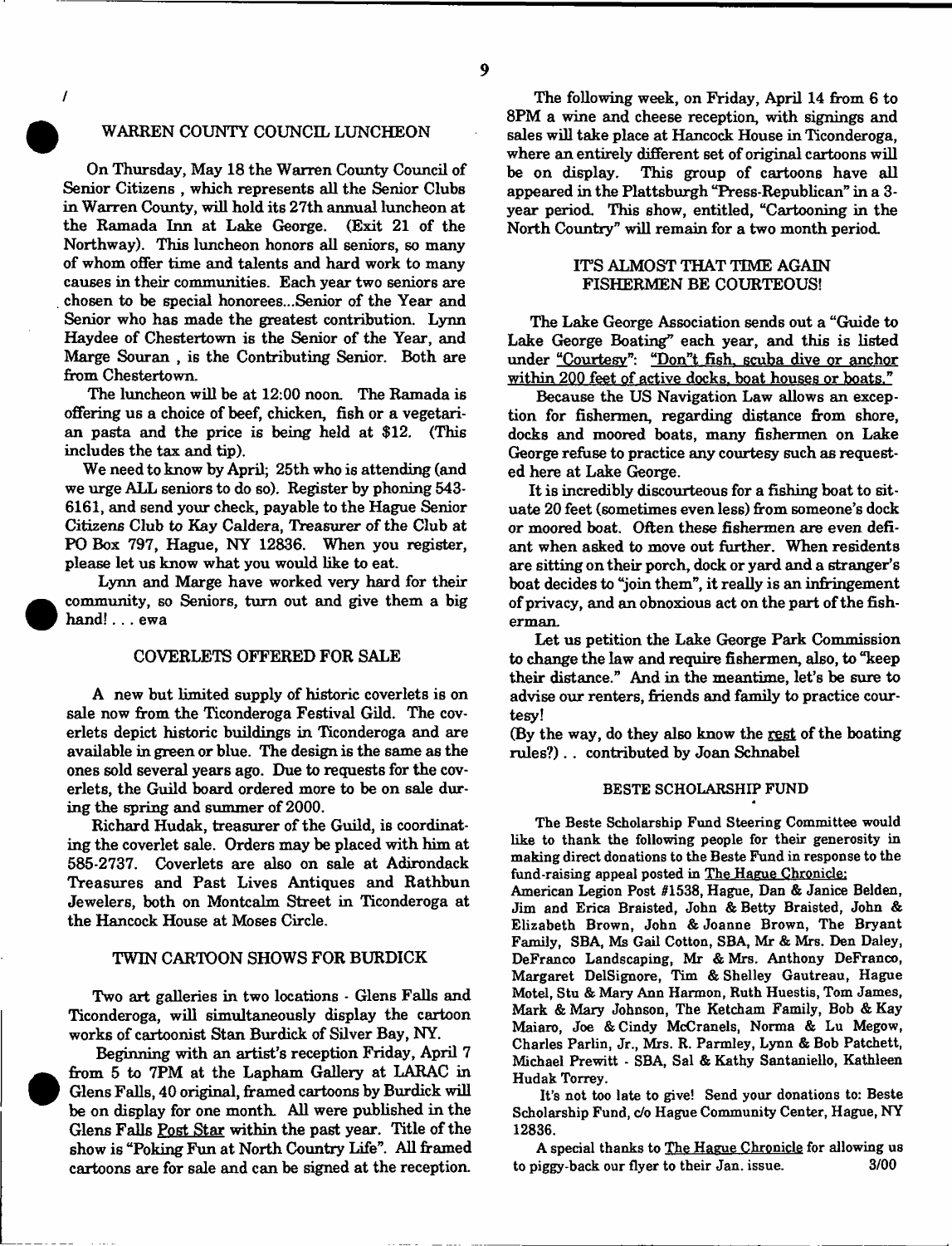## WARREN COUNTY COUNCIL LUNCHEON

On Thursday, May 18 the Warren County Council of Senior Citizens , which represents all the Senior Clubs in Warren County, will hold its 27th annual luncheon at the Ramada Inn at Lake George. (Exit 21 of the Northway). This luncheon honors all seniors, so many of whom offer time and talents and hard work to many causes in their communities. Each year two seniors are chosen to be special honorees...Senior of the Year and Senior who has made the greatest contribution. Lynn Haydee of Chestertown is the Senior of the Year, and Marge Souran , is the Contributing Senior. Both are from Chestertown.

The luncheon will be at 12:00 noon. The Ramada is offering us a choice of beef, chicken, fish or a vegetarian pasta and the price is being held at $12. (This includes the tax and tip).

We need to know by April; 25th who is attending (and we urge ALL seniors to do so). Register by phoning 543-6161, and send your check, payable to the Hague Senior Citizens Club to Kay Caldera, Treasurer of the Club at PO Box 797, Hague, NY 12836. When you register, please let us know what you would like to eat.

Lynn and Marge have worked very hard for their community, so Seniors, turn out and give them a big hand! . . . ewa

## COVERLETS OFFERED FOR SALE

A new but limited supply of historic coverlets is on sale now from the Ticonderoga Festival Gild. The coverlets depict historic buildings in Ticonderoga and are available in green or blue. The design is the same as the ones sold several years ago. Due to requests for the coverlets, the Guild board ordered more to be on sale during the spring and summer of 2000.

Richard Hudak, treasurer of the Guild, is coordinating the coverlet sale. Orders may be placed with him at 585-2737. Coverlets are also on sale at Adirondack Treasures and Past Lives Antiques and Rathbun Jewelers, both on Montcalm Street in Ticonderoga at the Hancock House at Moses Circle.

## TWIN CARTOON SHOWS FOR BURDICK

Two art galleries in two locations - Glens Falls and Ticonderoga, will simultaneously display the cartoon works of cartoonist Stan Burdick of Silver Bay, NY.

Beginning with an artist's reception Friday, April 7 from 5 to 7PM at the Lapham Gallery at LARAC in Glens Falls, 40 original, framed cartoons by Burdick will be on display for one month. All were published in the Glens Falls Post Star within the past year. Title of the show is "Poking Fun at North Country Life". All framed cartoons are for sale and can be signed at the reception.

The following week, on Friday, April 14 from 6 to 8PM a wine and cheese reception, with signings and sales will take place at Hancock House in Ticonderoga, where an entirely different set of original cartoons will be on display. This group of cartoons have all appeared in the Plattsburgh "Press-Republican" in a 3-year period. This show, entitled, "Cartooning in the North Country" will remain for a two month period.

## IT'S ALMOST THAT TIME AGAIN FISHERMEN BE COURTEOUS!

The Lake George Association sends out a "Guide to Lake George Boating" each year, and this is listed under "Courtesy": "Don't fish, scuba dive or anchor within 200 feet of active docks, boat houses or boats."

Because the US Navigation Law allows an exception for fishermen, regarding distance from shore, docks and moored boats, many fishermen on Lake George refuse to practice any courtesy such as requested here at Lake George.

It is incredibly discourteous for a fishing boat to situate 20 feet (sometimes even less) from someone's dock or moored boat. Often these fishermen are even defiant when asked to move out further. When residents are sitting on their porch, dock or yard and a stranger's boat decides to "join them", it really is an infringement of privacy, and an obnoxious act on the part of the fisherman.

Let us petition the Lake George Park Commission to change the law and require fishermen, also, to "keep their distance." And in the meantime, let's be sure to advise our renters, friends and family to practice courtesy!

(By the way, do they also know the rest of the boating rules?) . . contributed by Joan Schnabel

## BESTE SCHOLARSHIP FUND

The Beste Scholarship Fund Steering Committee would like to thank the following people for their generosity in making direct donations to the Beste Fund in response to the fund-raising appeal posted in The Hague Chronicle:

American Legion Post #1538, Hague, Dan & Janice Belden, Jim and Erica Braisted, John & Betty Braisted, John & Elizabeth Brown, John & Joanne Brown, The Bryant Family, SBA, Ms Gail Cotton, SBA, Mr & Mrs. Den Daley, DeFranco Landscaping, Mr & Mrs. Anthony DeFranco, Margaret DelSignore, Tim & Shelley Gautreau, Hague Motel, Stu & Mary Ann Harmon, Ruth Huestis, Tom James, Mark & Mary Johnson, The Ketcham Family, Bob & Kay Maiaro, Joe & Cindy McCranels, Norma & Lu Megow, Charles Parlin, Jr., Mrs. R. Parmley, Lynn & Bob Patchett, Michael Prewitt - SBA, Sal & Kathy Santaniello, Kathleen Hudak Torrey.

It's not too late to give! Send your donations to: Beste Scholarship Fund, c/o Hague Community Center, Hague, NY 12836.

A special thanks to The Hague Chronicle for allowing us to piggy-back our flyer to their Jan. issue. 3/00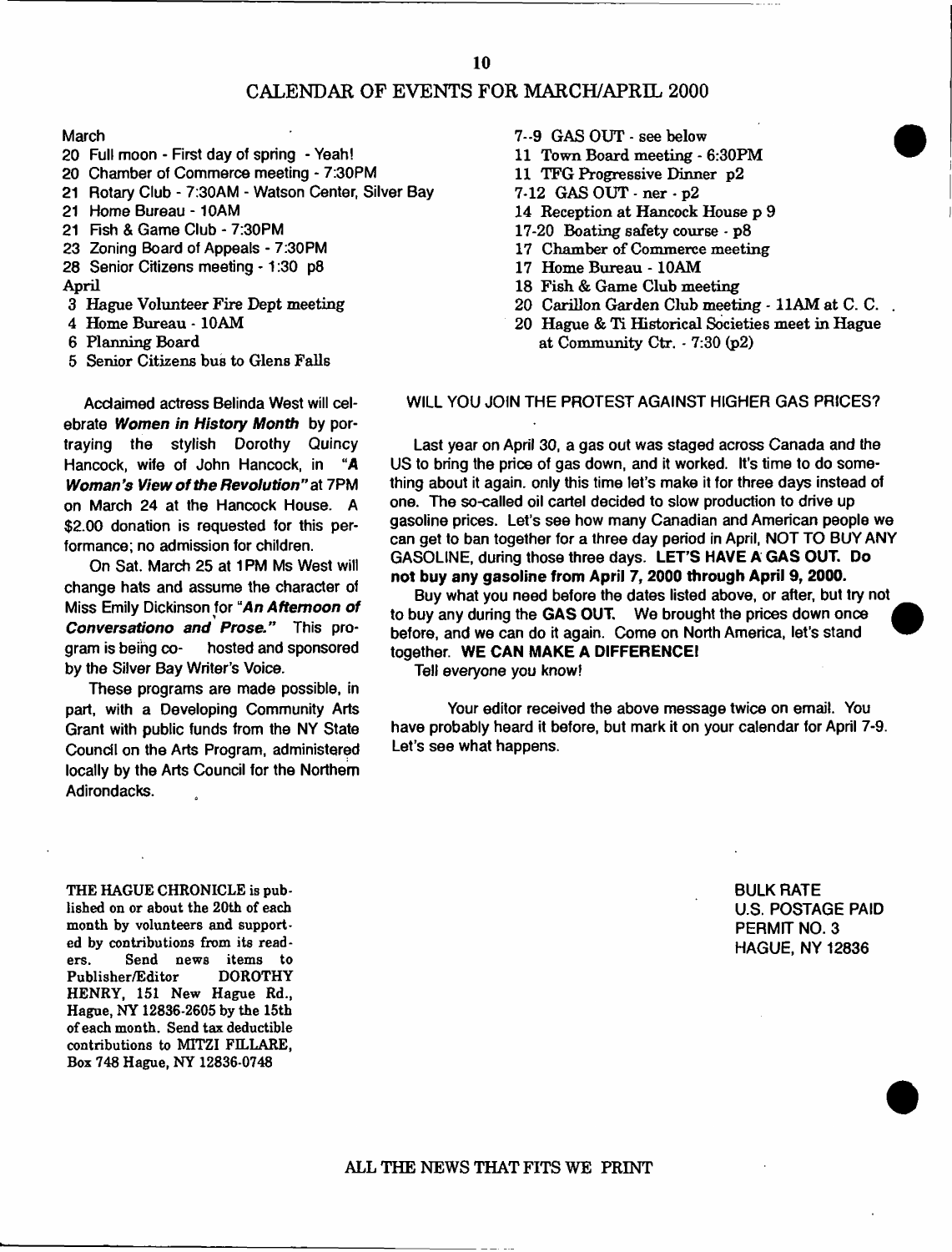## CALENDAR OF EVENTS FOR MARCH/APRIL 2000

March
- 20 Full moon - First day of spring - Yeah!
- 20 Chamber of Commerce meeting - 7:30PM
- 21 Rotary Club - 7:30AM - Watson Center, Silver Bay
- 21 Home Bureau - 10AM
- 21 Fish & Game Club - 7:30PM
- 23 Zoning Board of Appeals - 7:30PM
- 28 Senior Citizens meeting - 1:30 p8

April
- 3 Hague Volunteer Fire Dept meeting
- 4 Home Bureau - 10AM
- 6 Planning Board
- 5 Senior Citizens bus to Glens Falls
- 7-9 GAS OUT - see below
- 11 Town Board meeting - 6:30PM
- 11 TFG Progressive Dinner p2
- 7-12 GAS OUT - ner - p2
- 14 Reception at Hancock House p 9
- 17-20 Boating safety course - p8
- 17 Chamber of Commerce meeting
- 17 Home Bureau - 10AM
- 18 Fish & Game Club meeting
- 20 Carillon Garden Club meeting - 11AM at C. C.
- 20 Hague & Ti Historical Societies meet in Hague at Community Ctr. - 7:30 (p2)

Acclaimed actress Belinda West will celebrate ***Women in History Month*** by portraying the stylish Dorothy Quincy Hancock, wife of John Hancock, in ***"A Woman's View of the Revolution"*** at 7PM on March 24 at the Hancock House. A $2.00 donation is requested for this performance; no admission for children.

On Sat. March 25 at 1PM Ms West will change hats and assume the character of Miss Emily Dickinson for ***"An Afternoon of Conversationo and Prose."*** This program is being co- hosted and sponsored by the Silver Bay Writer's Voice.

These programs are made possible, in part, with a Developing Community Arts Grant with public funds from the NY State Council on the Arts Program, administered locally by the Arts Council for the Northern Adirondacks.

WILL YOU JOIN THE PROTEST AGAINST HIGHER GAS PRICES?

Last year on April 30, a gas out was staged across Canada and the US to bring the price of gas down, and it worked. It's time to do something about it again. only this time let's make it for three days instead of one. The so-called oil cartel decided to slow production to drive up gasoline prices. Let's see how many Canadian and American people we can get to ban together for a three day period in April, NOT TO BUY ANY GASOLINE, during those three days. **LET'S HAVE A GAS OUT. Do not buy any gasoline from April 7, 2000 through April 9, 2000.**

Buy what you need before the dates listed above, or after, but try not to buy any during the **GAS OUT.** We brought the prices down once before, and we can do it again. Come on North America, let's stand together. **WE CAN MAKE A DIFFERENCE!**

Tell everyone you know!

Your editor received the above message twice on email. You have probably heard it before, but mark it on your calendar for April 7-9. Let's see what happens.

THE HAGUE CHRONICLE is published on or about the 20th of each month by volunteers and supported by contributions from its readers. Send news items to Publisher/Editor DOROTHY HENRY, 151 New Hague Rd., Hague, NY 12836-2605 by the 15th of each month. Send tax deductible contributions to MITZI FILLARE, Box 748 Hague, NY 12836-0748

BULK RATE
U.S. POSTAGE PAID
PERMIT NO. 3
HAGUE, NY 12836

ALL THE NEWS THAT FITS WE PRINT